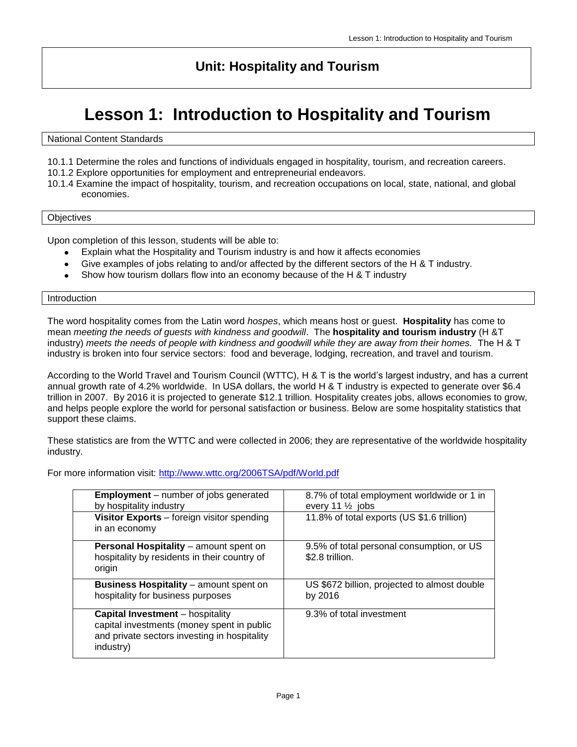## Unit: Hospitality and Tourism

# Lesson 1: Introduction to Hospitality and Tourism

### National Content Standards

10.1.1 Determine the roles and functions of individuals engaged in hospitality, tourism, and recreation careers.
10.1.2 Explore opportunities for employment and entrepreneurial endeavors.
10.1.4 Examine the impact of hospitality, tourism, and recreation occupations on local, state, national, and global economies.

### Objectives

Upon completion of this lesson, students will be able to:

- Explain what the Hospitality and Tourism industry is and how it affects economies
- Give examples of jobs relating to and/or affected by the different sectors of the H & T industry.
- Show how tourism dollars flow into an economy because of the H & T industry

### Introduction

The word hospitality comes from the Latin word *hospes*, which means host or guest. **Hospitality** has come to mean *meeting the needs of guests with kindness and goodwill*. The **hospitality and tourism industry** (H &T industry) *meets the needs of people with kindness and goodwill while they are away from their homes.* The H & T industry is broken into four service sectors: food and beverage, lodging, recreation, and travel and tourism.

According to the World Travel and Tourism Council (WTTC), H & T is the world's largest industry, and has a current annual growth rate of 4.2% worldwide. In USA dollars, the world H & T industry is expected to generate over $6.4 trillion in 2007. By 2016 it is projected to generate $12.1 trillion. Hospitality creates jobs, allows economies to grow, and helps people explore the world for personal satisfaction or business. Below are some hospitality statistics that support these claims.

These statistics are from the WTTC and were collected in 2006; they are representative of the worldwide hospitality industry.

For more information visit: [http://www.wttc.org/2006TSA/pdf/World.pdf](http://www.wttc.org/2006TSA/pdf/World.pdf)

| | |
|---|---|
| **Employment** – number of jobs generated by hospitality industry | 8.7% of total employment worldwide or 1 in every 11 ½ jobs |
| **Visitor Exports** – foreign visitor spending in an economy | 11.8% of total exports (US $1.6 trillion) |
| **Personal Hospitality** – amount spent on hospitality by residents in their country of origin | 9.5% of total personal consumption, or US $2.8 trillion. |
| **Business Hospitality** – amount spent on hospitality for business purposes | US $672 billion, projected to almost double by 2016 |
| **Capital Investment** – hospitality capital investments (money spent in public and private sectors investing in hospitality industry) | 9.3% of total investment |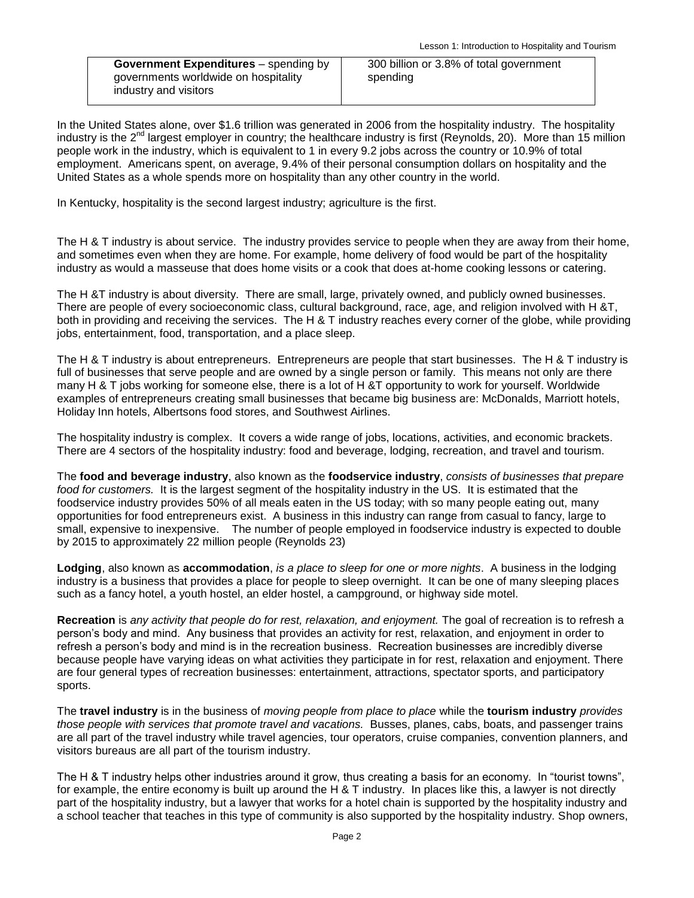| **Government Expenditures** – spending by governments worldwide on hospitality industry and visitors | 300 billion or 3.8% of total government spending |
|---|---|

In the United States alone, over $1.6 trillion was generated in 2006 from the hospitality industry. The hospitality industry is the 2nd largest employer in country; the healthcare industry is first (Reynolds, 20). More than 15 million people work in the industry, which is equivalent to 1 in every 9.2 jobs across the country or 10.9% of total employment. Americans spent, on average, 9.4% of their personal consumption dollars on hospitality and the United States as a whole spends more on hospitality than any other country in the world.

In Kentucky, hospitality is the second largest industry; agriculture is the first.

The H & T industry is about service. The industry provides service to people when they are away from their home, and sometimes even when they are home. For example, home delivery of food would be part of the hospitality industry as would a masseuse that does home visits or a cook that does at-home cooking lessons or catering.

The H &T industry is about diversity. There are small, large, privately owned, and publicly owned businesses. There are people of every socioeconomic class, cultural background, race, age, and religion involved with H &T, both in providing and receiving the services. The H & T industry reaches every corner of the globe, while providing jobs, entertainment, food, transportation, and a place sleep.

The H & T industry is about entrepreneurs. Entrepreneurs are people that start businesses. The H & T industry is full of businesses that serve people and are owned by a single person or family. This means not only are there many H & T jobs working for someone else, there is a lot of H &T opportunity to work for yourself. Worldwide examples of entrepreneurs creating small businesses that became big business are: McDonalds, Marriott hotels, Holiday Inn hotels, Albertsons food stores, and Southwest Airlines.

The hospitality industry is complex. It covers a wide range of jobs, locations, activities, and economic brackets. There are 4 sectors of the hospitality industry: food and beverage, lodging, recreation, and travel and tourism.

The **food and beverage industry**, also known as the **foodservice industry**, *consists of businesses that prepare food for customers.* It is the largest segment of the hospitality industry in the US. It is estimated that the foodservice industry provides 50% of all meals eaten in the US today; with so many people eating out, many opportunities for food entrepreneurs exist. A business in this industry can range from casual to fancy, large to small, expensive to inexpensive. The number of people employed in foodservice industry is expected to double by 2015 to approximately 22 million people (Reynolds 23)

**Lodging**, also known as **accommodation**, *is a place to sleep for one or more nights*. A business in the lodging industry is a business that provides a place for people to sleep overnight. It can be one of many sleeping places such as a fancy hotel, a youth hostel, an elder hostel, a campground, or highway side motel.

**Recreation** is *any activity that people do for rest, relaxation, and enjoyment.* The goal of recreation is to refresh a person's body and mind. Any business that provides an activity for rest, relaxation, and enjoyment in order to refresh a person's body and mind is in the recreation business. Recreation businesses are incredibly diverse because people have varying ideas on what activities they participate in for rest, relaxation and enjoyment. There are four general types of recreation businesses: entertainment, attractions, spectator sports, and participatory sports.

The **travel industry** is in the business of *moving people from place to place* while the **tourism industry** *provides those people with services that promote travel and vacations.* Busses, planes, cabs, boats, and passenger trains are all part of the travel industry while travel agencies, tour operators, cruise companies, convention planners, and visitors bureaus are all part of the tourism industry.

The H & T industry helps other industries around it grow, thus creating a basis for an economy. In "tourist towns", for example, the entire economy is built up around the H & T industry. In places like this, a lawyer is not directly part of the hospitality industry, but a lawyer that works for a hotel chain is supported by the hospitality industry and a school teacher that teaches in this type of community is also supported by the hospitality industry. Shop owners,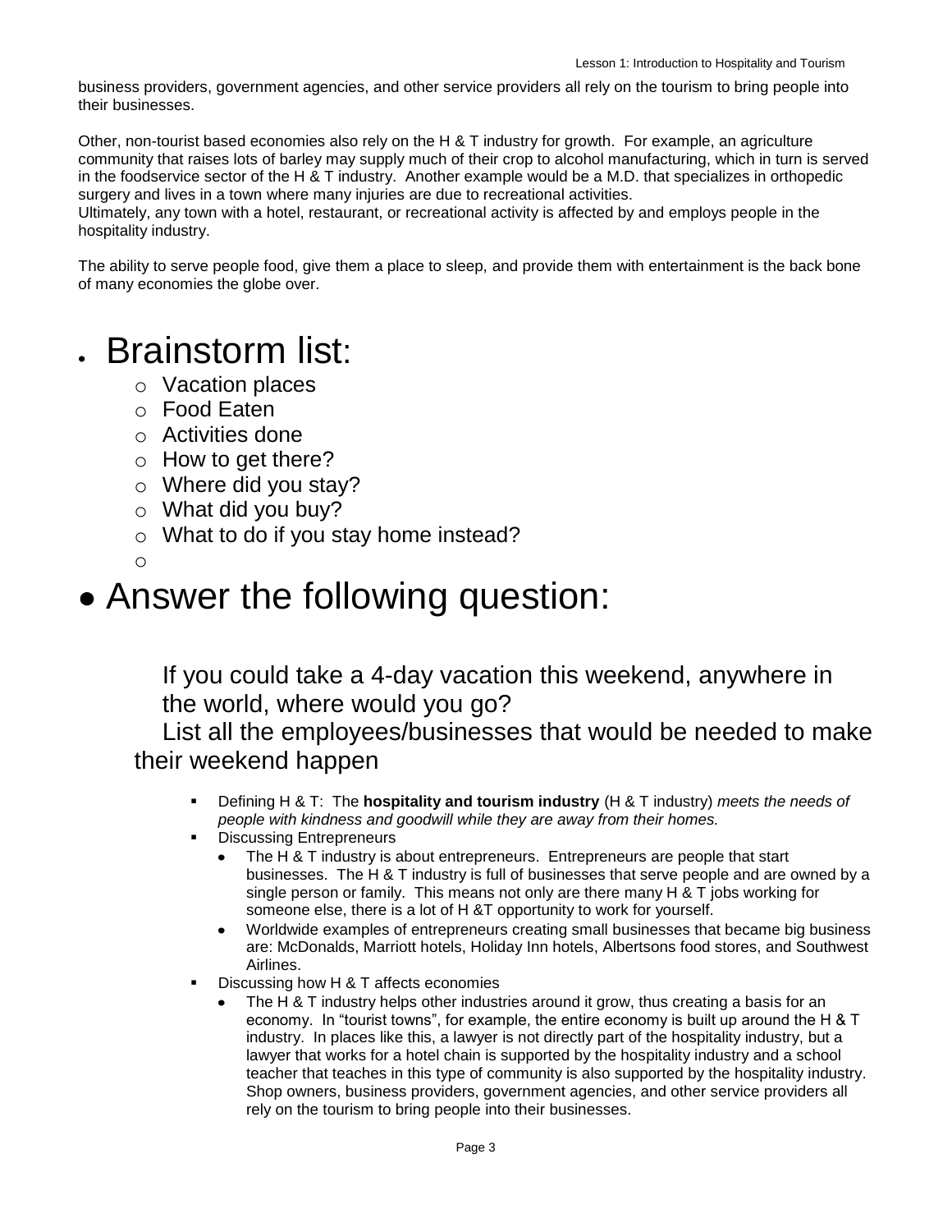business providers, government agencies, and other service providers all rely on the tourism to bring people into their businesses.

Other, non-tourist based economies also rely on the H & T industry for growth. For example, an agriculture community that raises lots of barley may supply much of their crop to alcohol manufacturing, which in turn is served in the foodservice sector of the H & T industry. Another example would be a M.D. that specializes in orthopedic surgery and lives in a town where many injuries are due to recreational activities.
Ultimately, any town with a hotel, restaurant, or recreational activity is affected by and employs people in the hospitality industry.

The ability to serve people food, give them a place to sleep, and provide them with entertainment is the back bone of many economies the globe over.

- Brainstorm list:
  - Vacation places
  - Food Eaten
  - Activities done
  - How to get there?
  - Where did you stay?
  - What did you buy?
  - What to do if you stay home instead?
  - 

- Answer the following question:

  If you could take a 4-day vacation this weekend, anywhere in the world, where would you go?

  List all the employees/businesses that would be needed to make their weekend happen

  - Defining H & T: The **hospitality and tourism industry** (H & T industry) *meets the needs of people with kindness and goodwill while they are away from their homes.*
  - Discussing Entrepreneurs
    - The H & T industry is about entrepreneurs. Entrepreneurs are people that start businesses. The H & T industry is full of businesses that serve people and are owned by a single person or family. This means not only are there many H & T jobs working for someone else, there is a lot of H &T opportunity to work for yourself.
    - Worldwide examples of entrepreneurs creating small businesses that became big business are: McDonalds, Marriott hotels, Holiday Inn hotels, Albertsons food stores, and Southwest Airlines.
  - Discussing how H & T affects economies
    - The H & T industry helps other industries around it grow, thus creating a basis for an economy. In "tourist towns", for example, the entire economy is built up around the H & T industry. In places like this, a lawyer is not directly part of the hospitality industry, but a lawyer that works for a hotel chain is supported by the hospitality industry and a school teacher that teaches in this type of community is also supported by the hospitality industry. Shop owners, business providers, government agencies, and other service providers all rely on the tourism to bring people into their businesses.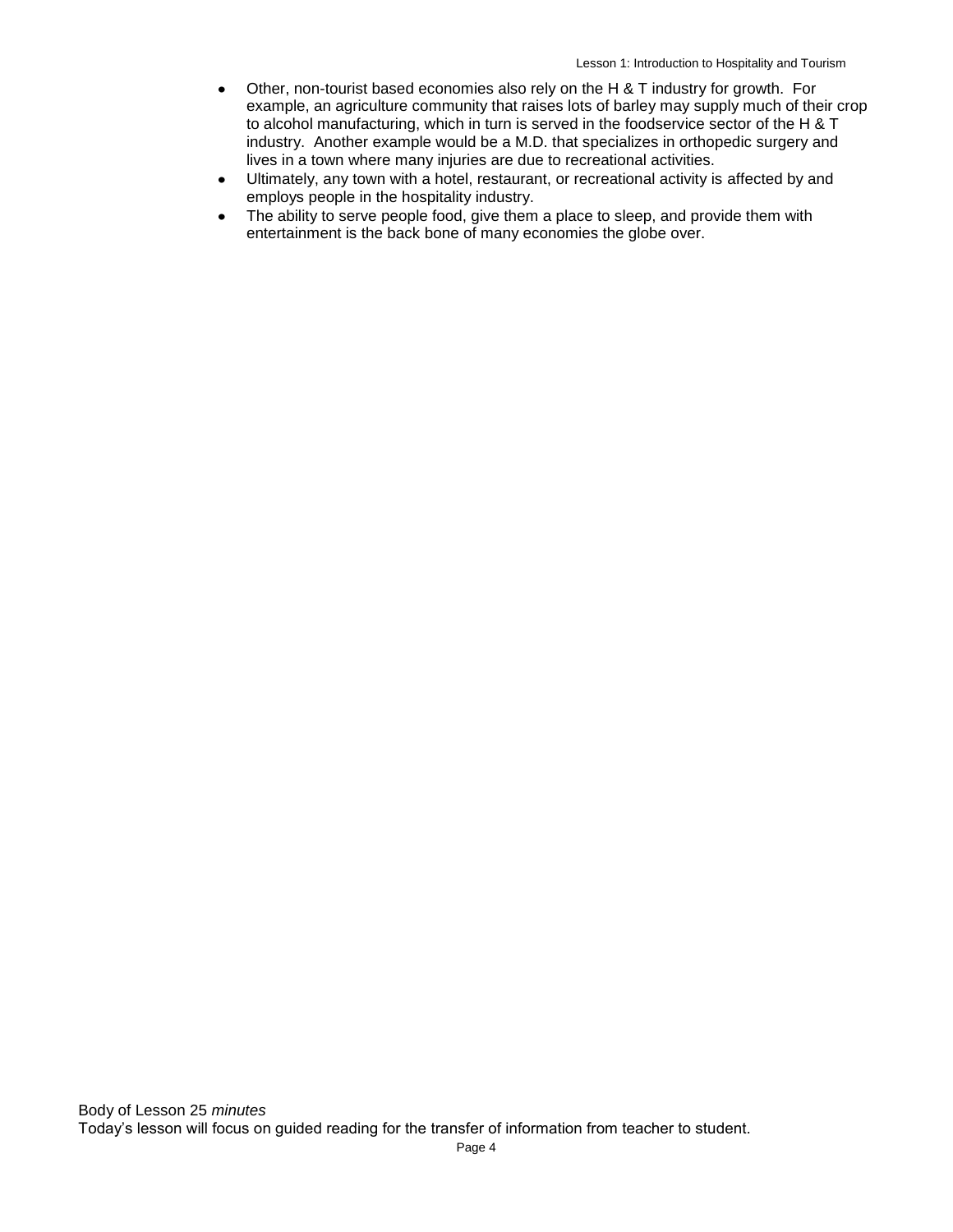- Other, non-tourist based economies also rely on the H & T industry for growth. For example, an agriculture community that raises lots of barley may supply much of their crop to alcohol manufacturing, which in turn is served in the foodservice sector of the H & T industry. Another example would be a M.D. that specializes in orthopedic surgery and lives in a town where many injuries are due to recreational activities.
- Ultimately, any town with a hotel, restaurant, or recreational activity is affected by and employs people in the hospitality industry.
- The ability to serve people food, give them a place to sleep, and provide them with entertainment is the back bone of many economies the globe over.

Body of Lesson 25 *minutes*
Today's lesson will focus on guided reading for the transfer of information from teacher to student.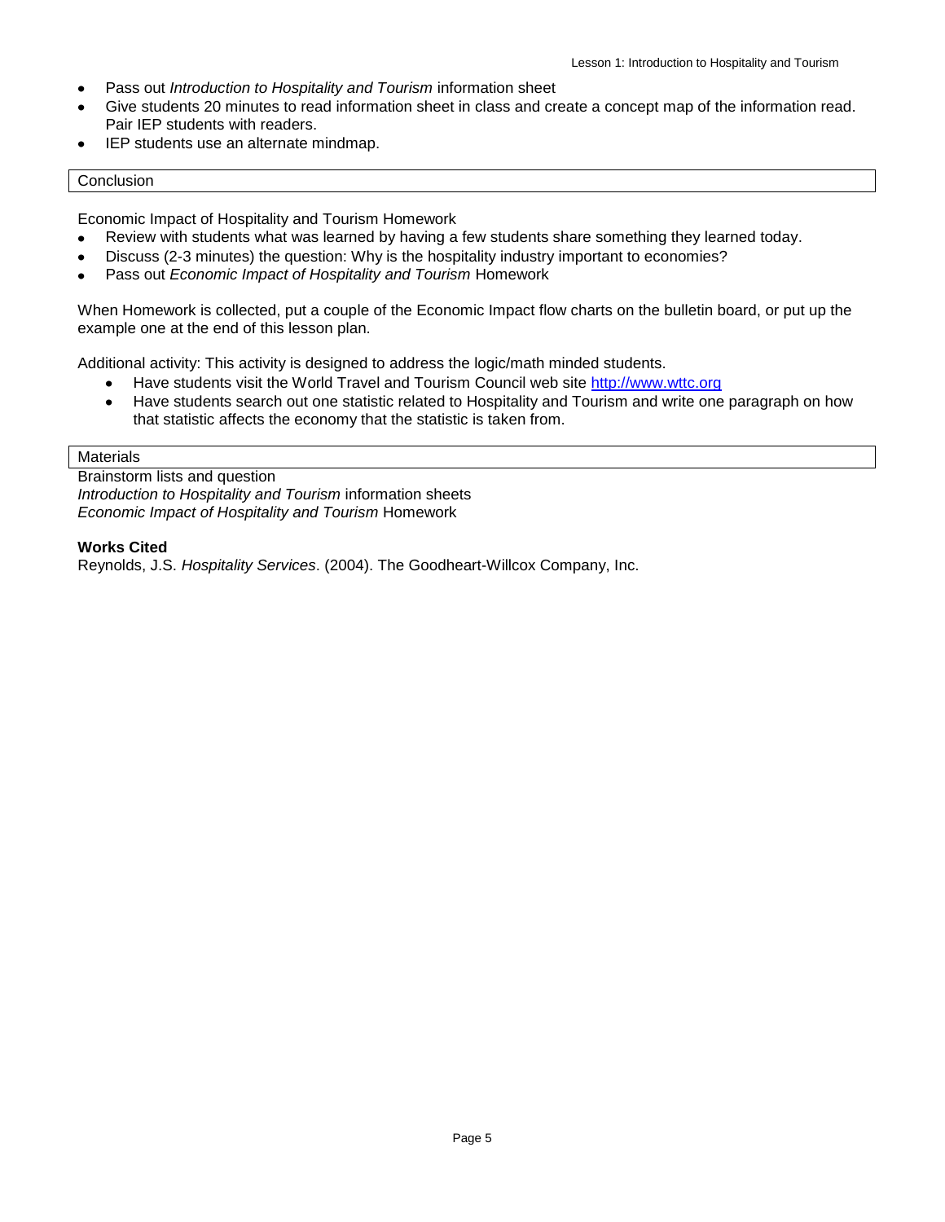- Pass out *Introduction to Hospitality and Tourism* information sheet
- Give students 20 minutes to read information sheet in class and create a concept map of the information read. Pair IEP students with readers.
- IEP students use an alternate mindmap.

## Conclusion

Economic Impact of Hospitality and Tourism Homework

- Review with students what was learned by having a few students share something they learned today.
- Discuss (2-3 minutes) the question: Why is the hospitality industry important to economies?
- Pass out *Economic Impact of Hospitality and Tourism* Homework

When Homework is collected, put a couple of the Economic Impact flow charts on the bulletin board, or put up the example one at the end of this lesson plan.

Additional activity: This activity is designed to address the logic/math minded students.

- Have students visit the World Travel and Tourism Council web site [http://www.wttc.org](http://www.wttc.org)
- Have students search out one statistic related to Hospitality and Tourism and write one paragraph on how that statistic affects the economy that the statistic is taken from.

## Materials

Brainstorm lists and question
*Introduction to Hospitality and Tourism* information sheets
*Economic Impact of Hospitality and Tourism* Homework

**Works Cited**
Reynolds, J.S. *Hospitality Services*. (2004). The Goodheart-Willcox Company, Inc.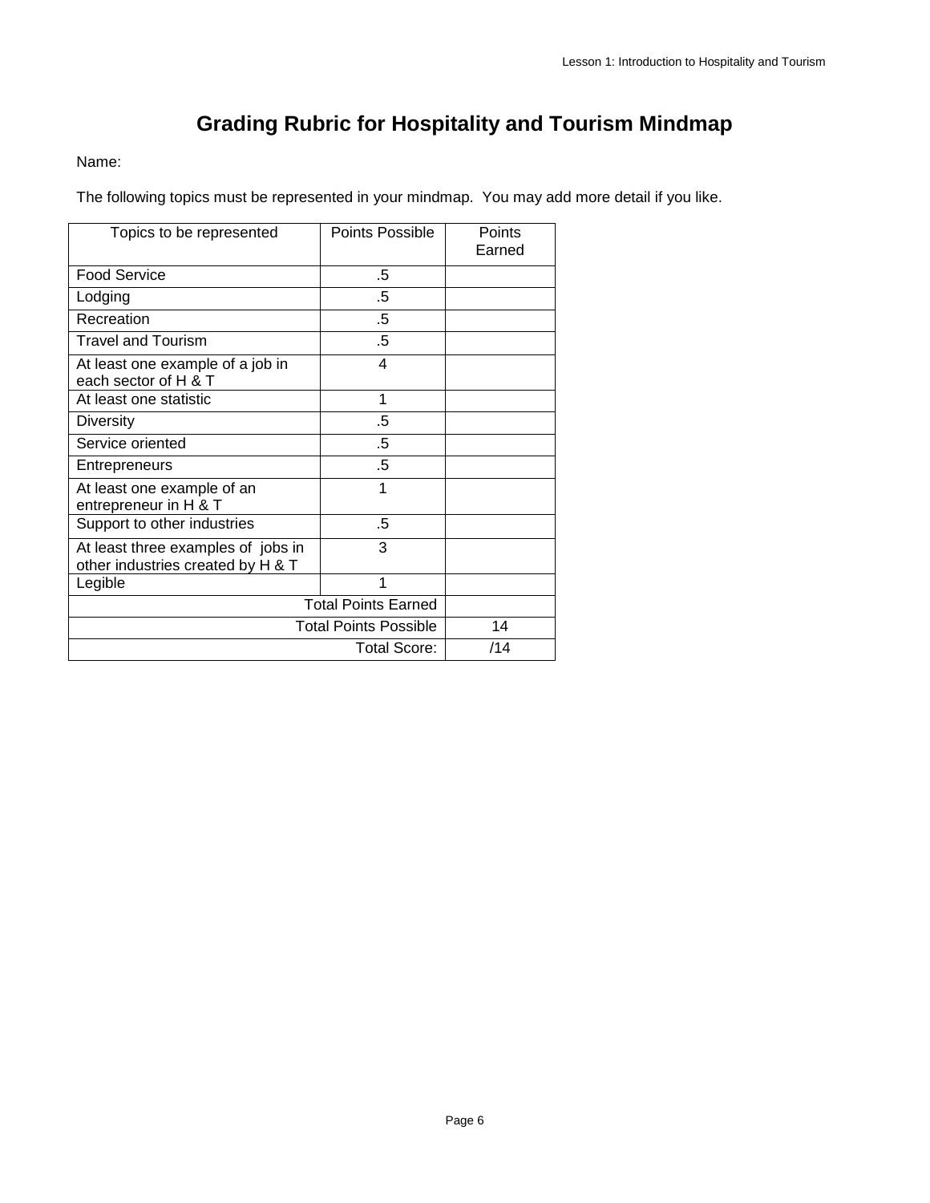# Grading Rubric for Hospitality and Tourism Mindmap

Name:

The following topics must be represented in your mindmap. You may add more detail if you like.

| Topics to be represented | Points Possible | Points Earned |
| --- | --- | --- |
| Food Service | .5 | |
| Lodging | .5 | |
| Recreation | .5 | |
| Travel and Tourism | .5 | |
| At least one example of a job in each sector of H & T | 4 | |
| At least one statistic | 1 | |
| Diversity | .5 | |
| Service oriented | .5 | |
| Entrepreneurs | .5 | |
| At least one example of an entrepreneur in H & T | 1 | |
| Support to other industries | .5 | |
| At least three examples of jobs in other industries created by H & T | 3 | |
| Legible | 1 | |
| | Total Points Earned | |
| | Total Points Possible | 14 |
| | Total Score: | /14 |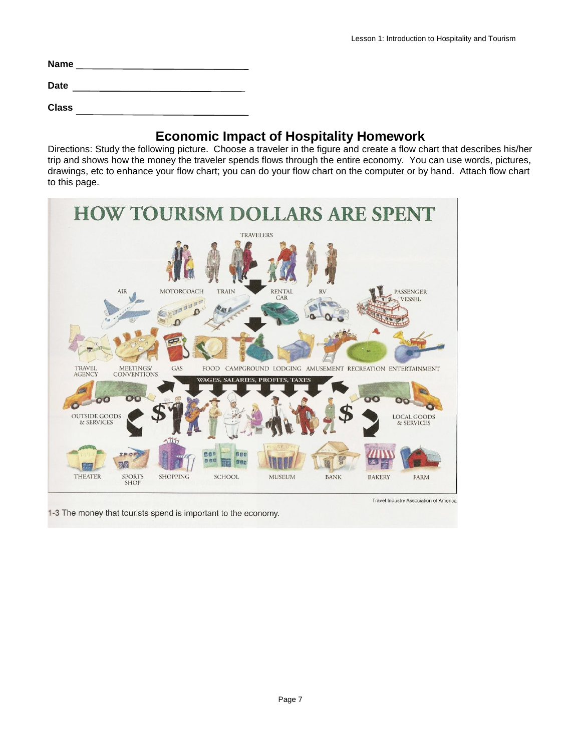**Name** ______________________________

**Date** ______________________________

**Class** ______________________________

# Economic Impact of Hospitality Homework

Directions: Study the following picture. Choose a traveler in the figure and create a flow chart that describes his/her trip and shows how the money the traveler spends flows through the entire economy. You can use words, pictures, drawings, etc to enhance your flow chart; you can do your flow chart on the computer or by hand. Attach flow chart to this page.

HOW TOURISM DOLLARS ARE SPENT

TRAVELERS

AIR

MOTORCOACH

TRAIN

RENTAL CAR

RV

PASSENGER VESSEL

TRAVEL AGENCY

MEETINGS/ CONVENTIONS

GAS

FOOD

CAMPGROUND

LODGING

AMUSEMENT

RECREATION

ENTERTAINMENT

WAGES, SALARIES, PROFITS, TAXES

OUTSIDE GOODS & SERVICES

LOCAL GOODS & SERVICES

THEATER

SPORTS SHOP

SHOPPING

SCHOOL

MUSEUM

BANK

BAKERY

FARM

Travel Industry Association of America

1-3 The money that tourists spend is important to the economy.